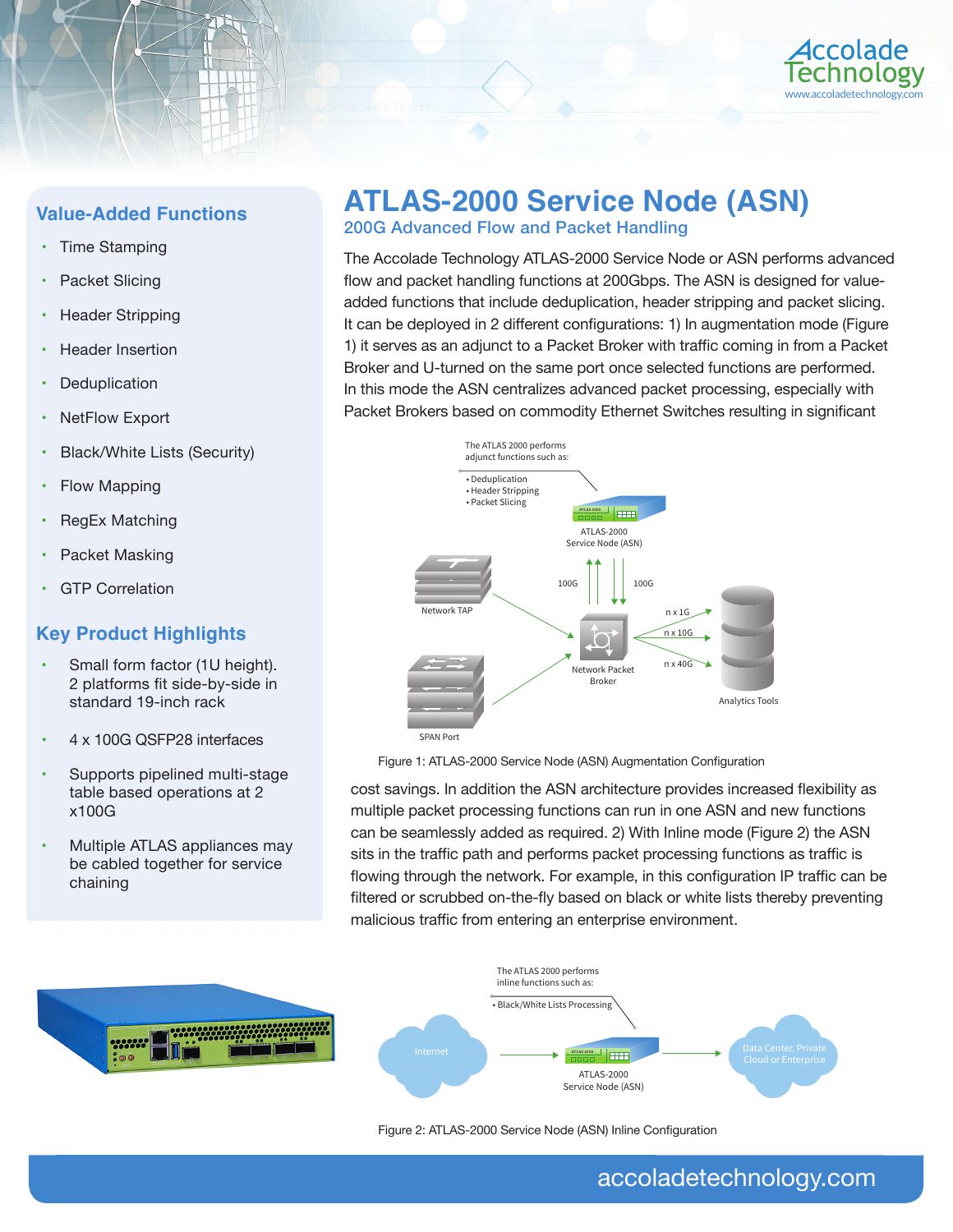# ATLAS-2000 Service Node (ASN)

## 200G Advanced Flow and Packet Handling

The Accolade Technology ATLAS-2000 Service Node or ASN performs advanced flow and packet handling functions at 200Gbps. The ASN is designed for value-added functions that include deduplication, header stripping and packet slicing. It can be deployed in 2 different configurations: 1) In augmentation mode (Figure 1) it serves as an adjunct to a Packet Broker with traffic coming in from a Packet Broker and U-turned on the same port once selected functions are performed. In this mode the ASN centralizes advanced packet processing, especially with Packet Brokers based on commodity Ethernet Switches resulting in significant cost savings. In addition the ASN architecture provides increased flexibility as multiple packet processing functions can run in one ASN and new functions can be seamlessly added as required. 2) With Inline mode (Figure 2) the ASN sits in the traffic path and performs packet processing functions as traffic is flowing through the network. For example, in this configuration IP traffic can be filtered or scrubbed on-the-fly based on black or white lists thereby preventing malicious traffic from entering an enterprise environment.

Figure 1: ATLAS-2000 Service Node (ASN) Augmentation Configuration

Figure 2: ATLAS-2000 Service Node (ASN) Inline Configuration

## Value-Added Functions

- Time Stamping
- Packet Slicing
- Header Stripping
- Header Insertion
- Deduplication
- NetFlow Export
- Black/White Lists (Security)
- Flow Mapping
- RegEx Matching
- Packet Masking
- GTP Correlation

## Key Product Highlights

- Small form factor (1U height). 2 platforms fit side-by-side in standard 19-inch rack
- 4 x 100G QSFP28 interfaces
- Supports pipelined multi-stage table based operations at 2 x100G
- Multiple ATLAS appliances may be cabled together for service chaining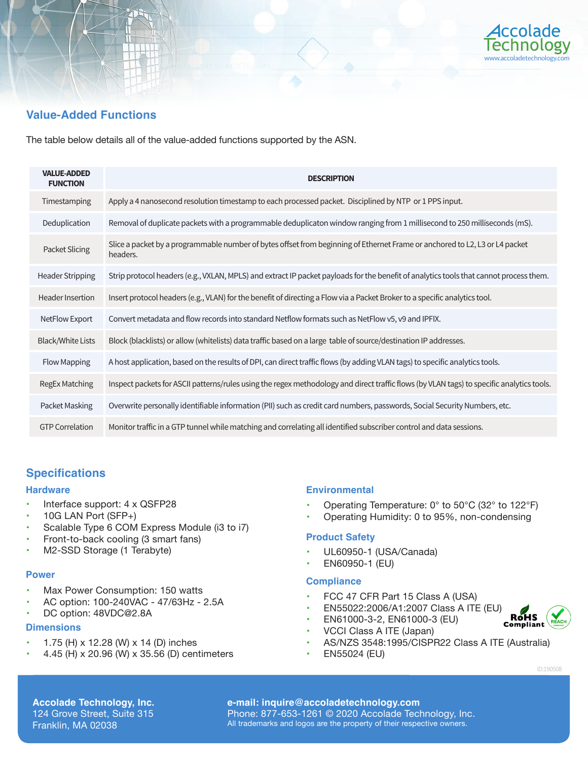## Value-Added Functions

The table below details all of the value-added functions supported by the ASN.

| VALUE-ADDED FUNCTION | DESCRIPTION |
|---|---|
| Timestamping | Apply a 4 nanosecond resolution timestamp to each processed packet. Disciplined by NTP or 1 PPS input. |
| Deduplication | Removal of duplicate packets with a programmable deduplicaton window ranging from 1 millisecond to 250 milliseconds (mS). |
| Packet Slicing | Slice a packet by a programmable number of bytes offset from beginning of Ethernet Frame or anchored to L2, L3 or L4 packet headers. |
| Header Stripping | Strip protocol headers (e.g., VXLAN, MPLS) and extract IP packet payloads for the benefit of analytics tools that cannot process them. |
| Header Insertion | Insert protocol headers (e.g., VLAN) for the benefit of directing a Flow via a Packet Broker to a specific analytics tool. |
| NetFlow Export | Convert metadata and flow records into standard Netflow formats such as NetFlow v5, v9 and IPFIX. |
| Black/White Lists | Block (blacklists) or allow (whitelists) data traffic based on a large table of source/destination IP addresses. |
| Flow Mapping | A host application, based on the results of DPI, can direct traffic flows (by adding VLAN tags) to specific analytics tools. |
| RegEx Matching | Inspect packets for ASCII patterns/rules using the regex methodology and direct traffic flows (by VLAN tags) to specific analytics tools. |
| Packet Masking | Overwrite personally identifiable information (PII) such as credit card numbers, passwords, Social Security Numbers, etc. |
| GTP Correlation | Monitor traffic in a GTP tunnel while matching and correlating all identified subscriber control and data sessions. |

## Specifications

### Hardware

- Interface support: 4 x QSFP28
- 10G LAN Port (SFP+)
- Scalable Type 6 COM Express Module (i3 to i7)
- Front-to-back cooling (3 smart fans)
- M2-SSD Storage (1 Terabyte)

### Power

- Max Power Consumption: 150 watts
- AC option: 100-240VAC - 47/63Hz - 2.5A
- DC option: 48VDC@2.8A

### Dimensions

- 1.75 (H) x 12.28 (W) x 14 (D) inches
- 4.45 (H) x 20.96 (W) x 35.56 (D) centimeters

### Environmental

- Operating Temperature: 0° to 50°C (32° to 122°F)
- Operating Humidity: 0 to 95%, non-condensing

### Product Safety

- UL60950-1 (USA/Canada)
- EN60950-1 (EU)

### Compliance

- FCC 47 CFR Part 15 Class A (USA)
- EN55022:2006/A1:2007 Class A ITE (EU)
- EN61000-3-2, EN61000-3 (EU)
- VCCI Class A ITE (Japan)
- AS/NZS 3548:1995/CISPR22 Class A ITE (Australia)
- EN55024 (EU)

RoHS Compliant REACH

ID:190508

**Accolade Technology, Inc.**
124 Grove Street, Suite 315
Franklin, MA 02038

**e-mail: inquire@accoladetechnology.com**
Phone: 877-653-1261 © 2020 Accolade Technology, Inc.
All trademarks and logos are the property of their respective owners.